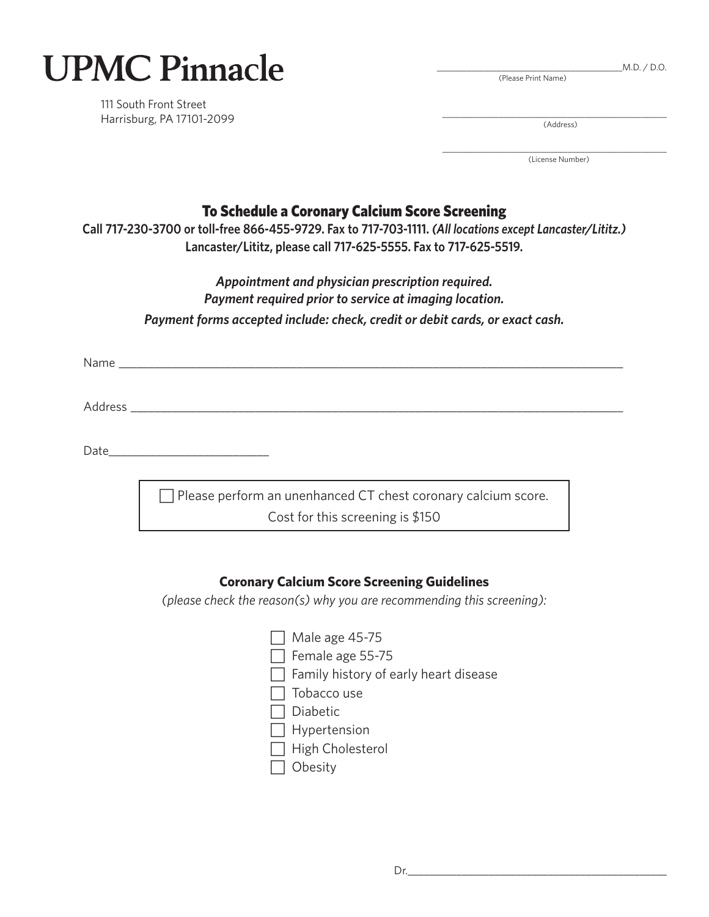# UPMC Pinnacle

111 South Front Street
Harrisburg, PA 17101-2099

______________________________ M.D. / D.O.
(Please Print Name)

______________________________
(Address)

______________________________
(License Number)

## To Schedule a Coronary Calcium Score Screening

**Call 717-230-3700 or toll-free 866-455-9729. Fax to 717-703-1111. *(All locations except Lancaster/Lititz.)***
**Lancaster/Lititz, please call 717-625-5555. Fax to 717-625-5519.**

***Appointment and physician prescription required.***
***Payment required prior to service at imaging location.***
***Payment forms accepted include: check, credit or debit cards, or exact cash.***

Name ______________________________________________________________________________

Address ____________________________________________________________________________

Date________________________

- [ ] Please perform an unenhanced CT chest coronary calcium score.
  Cost for this screening is $150

### Coronary Calcium Score Screening Guidelines

*(please check the reason(s) why you are recommending this screening):*

- [ ] Male age 45-75
- [ ] Female age 55-75
- [ ] Family history of early heart disease
- [ ] Tobacco use
- [ ] Diabetic
- [ ] Hypertension
- [ ] High Cholesterol
- [ ] Obesity

Dr.________________________________________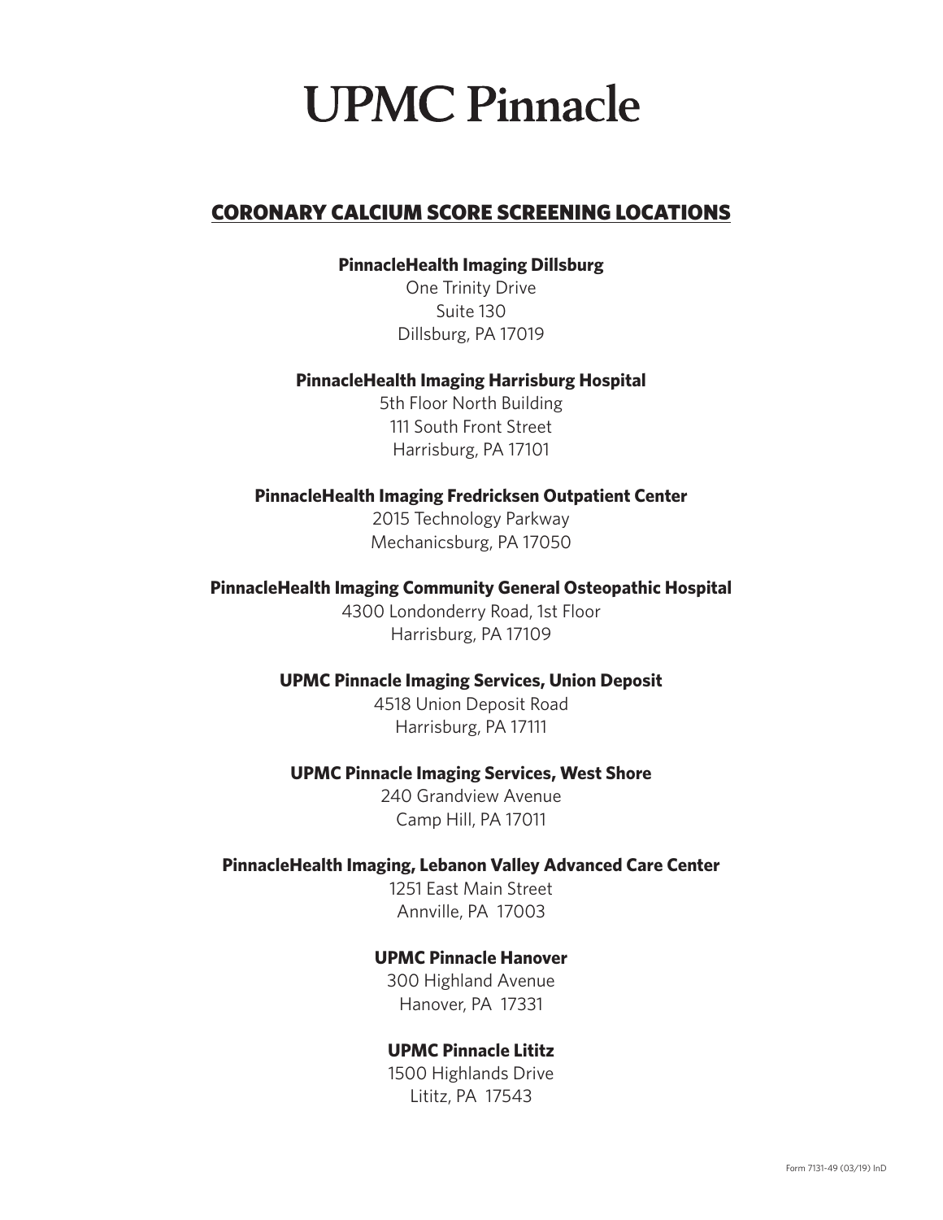# UPMC Pinnacle

## CORONARY CALCIUM SCORE SCREENING LOCATIONS

**PinnacleHealth Imaging Dillsburg**
One Trinity Drive
Suite 130
Dillsburg, PA 17019

**PinnacleHealth Imaging Harrisburg Hospital**
5th Floor North Building
111 South Front Street
Harrisburg, PA 17101

**PinnacleHealth Imaging Fredricksen Outpatient Center**
2015 Technology Parkway
Mechanicsburg, PA 17050

**PinnacleHealth Imaging Community General Osteopathic Hospital**
4300 Londonderry Road, 1st Floor
Harrisburg, PA 17109

**UPMC Pinnacle Imaging Services, Union Deposit**
4518 Union Deposit Road
Harrisburg, PA 17111

**UPMC Pinnacle Imaging Services, West Shore**
240 Grandview Avenue
Camp Hill, PA 17011

**PinnacleHealth Imaging, Lebanon Valley Advanced Care Center**
1251 East Main Street
Annville, PA 17003

**UPMC Pinnacle Hanover**
300 Highland Avenue
Hanover, PA 17331

**UPMC Pinnacle Lititz**
1500 Highlands Drive
Lititz, PA 17543

Form 7131-49 (03/19) InD